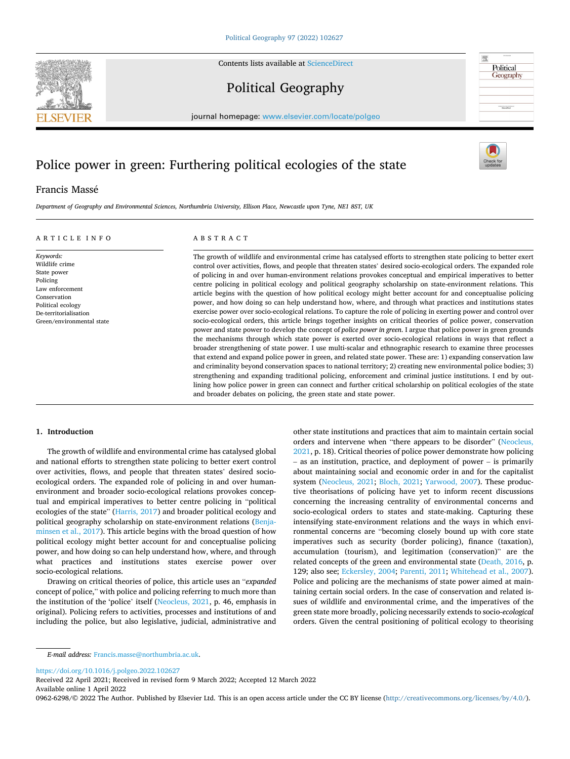# Police power in green: Furthering political ecologies of the state

Francis Massé

*Department of Geography and Environmental Sciences, Northumbria University, Ellison Place, Newcastle upon Tyne, NE1 8ST, UK*

ARTICLE INFO

*Keywords:*
Wildlife crime
State power
Policing
Law enforcement
Conservation
Political ecology
De-territorialisation
Green/environmental state

ABSTRACT

The growth of wildlife and environmental crime has catalysed efforts to strengthen state policing to better exert control over activities, flows, and people that threaten states' desired socio-ecological orders. The expanded role of policing in and over human-environment relations provokes conceptual and empirical imperatives to better centre policing in political ecology and political geography scholarship on state-environment relations. This article begins with the question of how political ecology might better account for and conceptualise policing power, and how doing so can help understand how, where, and through what practices and institutions states exercise power over socio-ecological relations. To capture the role of policing in exerting power and control over socio-ecological orders, this article brings together insights on critical theories of police power, conservation power and state power to develop the concept of *police power in green*. I argue that police power in green grounds the mechanisms through which state power is exerted over socio-ecological relations in ways that reflect a broader strengthening of state power. I use multi-scalar and ethnographic research to examine three processes that extend and expand police power in green, and related state power. These are: 1) expanding conservation law and criminality beyond conservation spaces to national territory; 2) creating new environmental police bodies; 3) strengthening and expanding traditional policing, enforcement and criminal justice institutions. I end by outlining how police power in green can connect and further critical scholarship on political ecologies of the state and broader debates on policing, the green state and state power.

## 1. Introduction

The growth of wildlife and environmental crime has catalysed global and national efforts to strengthen state policing to better exert control over activities, flows, and people that threaten states' desired socio-ecological orders. The expanded role of policing in and over human-environment and broader socio-ecological relations provokes conceptual and empirical imperatives to better centre policing in "political ecologies of the state" (Harris, 2017) and broader political ecology and political geography scholarship on state-environment relations (Benjaminsen et al., 2017). This article begins with the broad question of how political ecology might better account for and conceptualise policing power, and how doing so can help understand how, where, and through what practices and institutions states exercise power over socio-ecological relations.

Drawing on critical theories of police, this article uses an "*expanded* concept of police," with police and policing referring to much more than the institution of the 'police' itself (Neocleus, 2021, p. 46, emphasis in original). Policing refers to activities, processes and institutions of and including the police, but also legislative, judicial, administrative and other state institutions and practices that aim to maintain certain social orders and intervene when "there appears to be disorder" (Neocleus, 2021, p. 18). Critical theories of police power demonstrate how policing – as an institution, practice, and deployment of power – is primarily about maintaining social and economic order in and for the capitalist system (Neocleus, 2021; Bloch, 2021; Yarwood, 2007). These productive theorisations of policing have yet to inform recent discussions concerning the increasing centrality of environmental concerns and socio-ecological orders to states and state-making. Capturing these intensifying state-environment relations and the ways in which environmental concerns are "becoming closely bound up with core state imperatives such as security (border policing), finance (taxation), accumulation (tourism), and legitimation (conservation)" are the related concepts of the green and environmental state (Death, 2016, p. 129; also see; Eckersley, 2004; Parenti, 2011; Whitehead et al., 2007). Police and policing are the mechanisms of state power aimed at maintaining certain social orders. In the case of conservation and related issues of wildlife and environmental crime, and the imperatives of the green state more broadly, policing necessarily extends to socio-*ecological* orders. Given the central positioning of political ecology to theorising

*E-mail address:* Francis.masse@northumbria.ac.uk.

https://doi.org/10.1016/j.polgeo.2022.102627
Received 22 April 2021; Received in revised form 9 March 2022; Accepted 12 March 2022
Available online 1 April 2022
0962-6298/© 2022 The Author. Published by Elsevier Ltd. This is an open access article under the CC BY license (http://creativecommons.org/licenses/by/4.0/).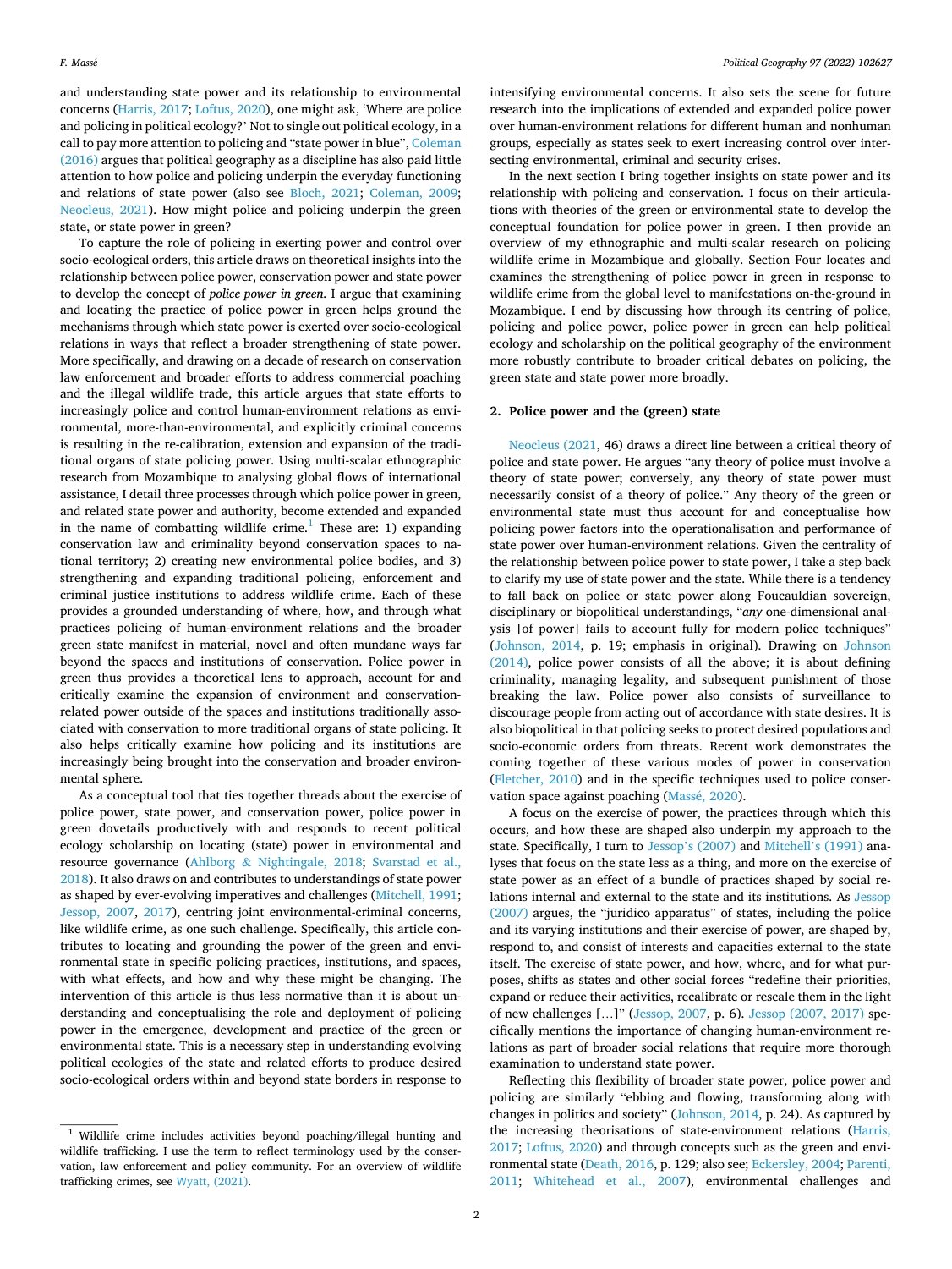and understanding state power and its relationship to environmental concerns (Harris, 2017; Loftus, 2020), one might ask, 'Where are police and policing in political ecology?' Not to single out political ecology, in a call to pay more attention to policing and "state power in blue", Coleman (2016) argues that political geography as a discipline has also paid little attention to how police and policing underpin the everyday functioning and relations of state power (also see Bloch, 2021; Coleman, 2009; Neocleus, 2021). How might police and policing underpin the green state, or state power in green?

To capture the role of policing in exerting power and control over socio-ecological orders, this article draws on theoretical insights into the relationship between police power, conservation power and state power to develop the concept of *police power in green*. I argue that examining and locating the practice of police power in green helps ground the mechanisms through which state power is exerted over socio-ecological relations in ways that reflect a broader strengthening of state power. More specifically, and drawing on a decade of research on conservation law enforcement and broader efforts to address commercial poaching and the illegal wildlife trade, this article argues that state efforts to increasingly police and control human-environment relations as environmental, more-than-environmental, and explicitly criminal concerns is resulting in the re-calibration, extension and expansion of the traditional organs of state policing power. Using multi-scalar ethnographic research from Mozambique to analysing global flows of international assistance, I detail three processes through which police power in green, and related state power and authority, become extended and expanded in the name of combatting wildlife crime.[1] These are: 1) expanding conservation law and criminality beyond conservation spaces to national territory; 2) creating new environmental police bodies, and 3) strengthening and expanding traditional policing, enforcement and criminal justice institutions to address wildlife crime. Each of these provides a grounded understanding of where, how, and through what practices policing of human-environment relations and the broader green state manifest in material, novel and often mundane ways far beyond the spaces and institutions of conservation. Police power in green thus provides a theoretical lens to approach, account for and critically examine the expansion of environment and conservation-related power outside of the spaces and institutions traditionally associated with conservation to more traditional organs of state policing. It also helps critically examine how policing and its institutions are increasingly being brought into the conservation and broader environmental sphere.

As a conceptual tool that ties together threads about the exercise of police power, state power, and conservation power, police power in green dovetails productively with and responds to recent political ecology scholarship on locating (state) power in environmental and resource governance (Ahlborg & Nightingale, 2018; Svarstad et al., 2018). It also draws on and contributes to understandings of state power as shaped by ever-evolving imperatives and challenges (Mitchell, 1991; Jessop, 2007, 2017), centring joint environmental-criminal concerns, like wildlife crime, as one such challenge. Specifically, this article contributes to locating and grounding the power of the green and environmental state in specific policing practices, institutions, and spaces, with what effects, and how and why these might be changing. The intervention of this article is thus less normative than it is about understanding and conceptualising the role and deployment of policing power in the emergence, development and practice of the green or environmental state. This is a necessary step in understanding evolving political ecologies of the state and related efforts to produce desired socio-ecological orders within and beyond state borders in response to intensifying environmental concerns. It also sets the scene for future research into the implications of extended and expanded police power over human-environment relations for different human and nonhuman groups, especially as states seek to exert increasing control over intersecting environmental, criminal and security crises.

In the next section I bring together insights on state power and its relationship with policing and conservation. I focus on their articulations with theories of the green or environmental state to develop the conceptual foundation for police power in green. I then provide an overview of my ethnographic and multi-scalar research on policing wildlife crime in Mozambique and globally. Section Four locates and examines the strengthening of police power in green in response to wildlife crime from the global level to manifestations on-the-ground in Mozambique. I end by discussing how through its centring of police, policing and police power, police power in green can help political ecology and scholarship on the political geography of the environment more robustly contribute to broader critical debates on policing, the green state and state power more broadly.

## 2. Police power and the (green) state

Neocleus (2021, 46) draws a direct line between a critical theory of police and state power. He argues "any theory of police must involve a theory of state power; conversely, any theory of state power must necessarily consist of a theory of police." Any theory of the green or environmental state must thus account for and conceptualise how policing power factors into the operationalisation and performance of state power over human-environment relations. Given the centrality of the relationship between police power to state power, I take a step back to clarify my use of state power and the state. While there is a tendency to fall back on police or state power along Foucauldian sovereign, disciplinary or biopolitical understandings, "*any* one-dimensional analysis [of power] fails to account fully for modern police techniques" (Johnson, 2014, p. 19; emphasis in original). Drawing on Johnson (2014), police power consists of all the above; it is about defining criminality, managing legality, and subsequent punishment of those breaking the law. Police power also consists of surveillance to discourage people from acting out of accordance with state desires. It is also biopolitical in that policing seeks to protect desired populations and socio-economic orders from threats. Recent work demonstrates the coming together of these various modes of power in conservation (Fletcher, 2010) and in the specific techniques used to police conservation space against poaching (Massé, 2020).

A focus on the exercise of power, the practices through which this occurs, and how these are shaped also underpin my approach to the state. Specifically, I turn to Jessop's (2007) and Mitchell's (1991) analyses that focus on the state less as a thing, and more on the exercise of state power as an effect of a bundle of practices shaped by social relations internal and external to the state and its institutions. As Jessop (2007) argues, the "juridico apparatus" of states, including the police and its varying institutions and their exercise of power, are shaped by, respond to, and consist of interests and capacities external to the state itself. The exercise of state power, and how, where, and for what purposes, shifts as states and other social forces "redefine their priorities, expand or reduce their activities, recalibrate or rescale them in the light of new challenges […]" (Jessop, 2007, p. 6). Jessop (2007, 2017) specifically mentions the importance of changing human-environment relations as part of broader social relations that require more thorough examination to understand state power.

Reflecting this flexibility of broader state power, police power and policing are similarly "ebbing and flowing, transforming along with changes in politics and society" (Johnson, 2014, p. 24). As captured by the increasing theorisations of state-environment relations (Harris, 2017; Loftus, 2020) and through concepts such as the green and environmental state (Death, 2016, p. 129; also see; Eckersley, 2004; Parenti, 2011; Whitehead et al., 2007), environmental challenges and

[1] Wildlife crime includes activities beyond poaching/illegal hunting and wildlife trafficking. I use the term to reflect terminology used by the conservation, law enforcement and policy community. For an overview of wildlife trafficking crimes, see Wyatt, (2021).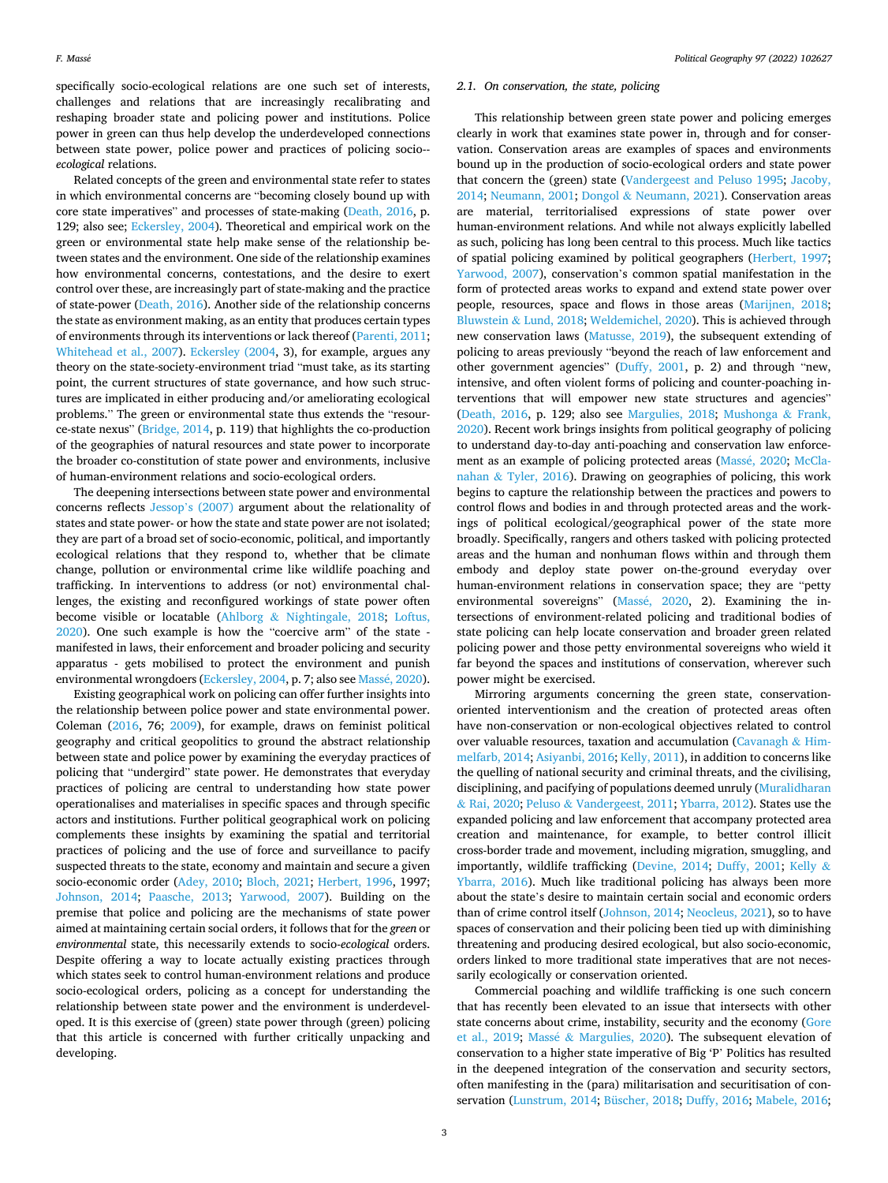specifically socio-ecological relations are one such set of interests, challenges and relations that are increasingly recalibrating and reshaping broader state and policing power and institutions. Police power in green can thus help develop the underdeveloped connections between state power, police power and practices of policing socio-*ecological* relations.

Related concepts of the green and environmental state refer to states in which environmental concerns are "becoming closely bound up with core state imperatives" and processes of state-making (Death, 2016, p. 129; also see; Eckersley, 2004). Theoretical and empirical work on the green or environmental state help make sense of the relationship between states and the environment. One side of the relationship examines how environmental concerns, contestations, and the desire to exert control over these, are increasingly part of state-making and the practice of state-power (Death, 2016). Another side of the relationship concerns the state as environment making, as an entity that produces certain types of environments through its interventions or lack thereof (Parenti, 2011; Whitehead et al., 2007). Eckersley (2004, 3), for example, argues any theory on the state-society-environment triad "must take, as its starting point, the current structures of state governance, and how such structures are implicated in either producing and/or ameliorating ecological problems." The green or environmental state thus extends the "resource-state nexus" (Bridge, 2014, p. 119) that highlights the co-production of the geographies of natural resources and state power to incorporate the broader co-constitution of state power and environments, inclusive of human-environment relations and socio-ecological orders.

The deepening intersections between state power and environmental concerns reflects Jessop's (2007) argument about the relationality of states and state power- or how the state and state power are not isolated; they are part of a broad set of socio-economic, political, and importantly ecological relations that they respond to, whether that be climate change, pollution or environmental crime like wildlife poaching and trafficking. In interventions to address (or not) environmental challenges, the existing and reconfigured workings of state power often become visible or locatable (Ahlborg & Nightingale, 2018; Loftus, 2020). One such example is how the "coercive arm" of the state - manifested in laws, their enforcement and broader policing and security apparatus - gets mobilised to protect the environment and punish environmental wrongdoers (Eckersley, 2004, p. 7; also see Massé, 2020).

Existing geographical work on policing can offer further insights into the relationship between police power and state environmental power. Coleman (2016, 76; 2009), for example, draws on feminist political geography and critical geopolitics to ground the abstract relationship between state and police power by examining the everyday practices of policing that "undergird" state power. He demonstrates that everyday practices of policing are central to understanding how state power operationalises and materialises in specific spaces and through specific actors and institutions. Further political geographical work on policing complements these insights by examining the spatial and territorial practices of policing and the use of force and surveillance to pacify suspected threats to the state, economy and maintain and secure a given socio-economic order (Adey, 2010; Bloch, 2021; Herbert, 1996, 1997; Johnson, 2014; Paasche, 2013; Yarwood, 2007). Building on the premise that police and policing are the mechanisms of state power aimed at maintaining certain social orders, it follows that for the *green* or *environmental* state, this necessarily extends to socio-*ecological* orders. Despite offering a way to locate actually existing practices through which states seek to control human-environment relations and produce socio-ecological orders, policing as a concept for understanding the relationship between state power and the environment is underdeveloped. It is this exercise of (green) state power through (green) policing that this article is concerned with further critically unpacking and developing.

### 2.1. On conservation, the state, policing

This relationship between green state power and policing emerges clearly in work that examines state power in, through and for conservation. Conservation areas are examples of spaces and environments bound up in the production of socio-ecological orders and state power that concern the (green) state (Vandergeest and Peluso 1995; Jacoby, 2014; Neumann, 2001; Dongol & Neumann, 2021). Conservation areas are material, territorialised expressions of state power over human-environment relations. And while not always explicitly labelled as such, policing has long been central to this process. Much like tactics of spatial policing examined by political geographers (Herbert, 1997; Yarwood, 2007), conservation's common spatial manifestation in the form of protected areas works to expand and extend state power over people, resources, space and flows in those areas (Marijnen, 2018; Bluwstein & Lund, 2018; Weldemichel, 2020). This is achieved through new conservation laws (Matusse, 2019), the subsequent extending of policing to areas previously "beyond the reach of law enforcement and other government agencies" (Duffy, 2001, p. 2) and through "new, intensive, and often violent forms of policing and counter-poaching interventions that will empower new state structures and agencies" (Death, 2016, p. 129; also see Margulies, 2018; Mushonga & Frank, 2020). Recent work brings insights from political geography of policing to understand day-to-day anti-poaching and conservation law enforcement as an example of policing protected areas (Massé, 2020; McClanahan & Tyler, 2016). Drawing on geographies of policing, this work begins to capture the relationship between the practices and powers to control flows and bodies in and through protected areas and the workings of political ecological/geographical power of the state more broadly. Specifically, rangers and others tasked with policing protected areas and the human and nonhuman flows within and through them embody and deploy state power on-the-ground everyday over human-environment relations in conservation space; they are "petty environmental sovereigns" (Massé, 2020, 2). Examining the intersections of environment-related policing and traditional bodies of state policing can help locate conservation and broader green related policing power and those petty environmental sovereigns who wield it far beyond the spaces and institutions of conservation, wherever such power might be exercised.

Mirroring arguments concerning the green state, conservation-oriented interventionism and the creation of protected areas often have non-conservation or non-ecological objectives related to control over valuable resources, taxation and accumulation (Cavanagh & Himmelfarb, 2014; Asiyanbi, 2016; Kelly, 2011), in addition to concerns like the quelling of national security and criminal threats, and the civilising, disciplining, and pacifying of populations deemed unruly (Muralidharan & Rai, 2020; Peluso & Vandergeest, 2011; Ybarra, 2012). States use the expanded policing and law enforcement that accompany protected area creation and maintenance, for example, to better control illicit cross-border trade and movement, including migration, smuggling, and importantly, wildlife trafficking (Devine, 2014; Duffy, 2001; Kelly & Ybarra, 2016). Much like traditional policing has always been more about the state's desire to maintain certain social and economic orders than of crime control itself (Johnson, 2014; Neocleus, 2021), so to have spaces of conservation and their policing been tied up with diminishing threatening and producing desired ecological, but also socio-economic, orders linked to more traditional state imperatives that are not necessarily ecologically or conservation oriented.

Commercial poaching and wildlife trafficking is one such concern that has recently been elevated to an issue that intersects with other state concerns about crime, instability, security and the economy (Gore et al., 2019; Massé & Margulies, 2020). The subsequent elevation of conservation to a higher state imperative of Big 'P' Politics has resulted in the deepened integration of the conservation and security sectors, often manifesting in the (para) militarisation and securitisation of conservation (Lunstrum, 2014; Büscher, 2018; Duffy, 2016; Mabele, 2016;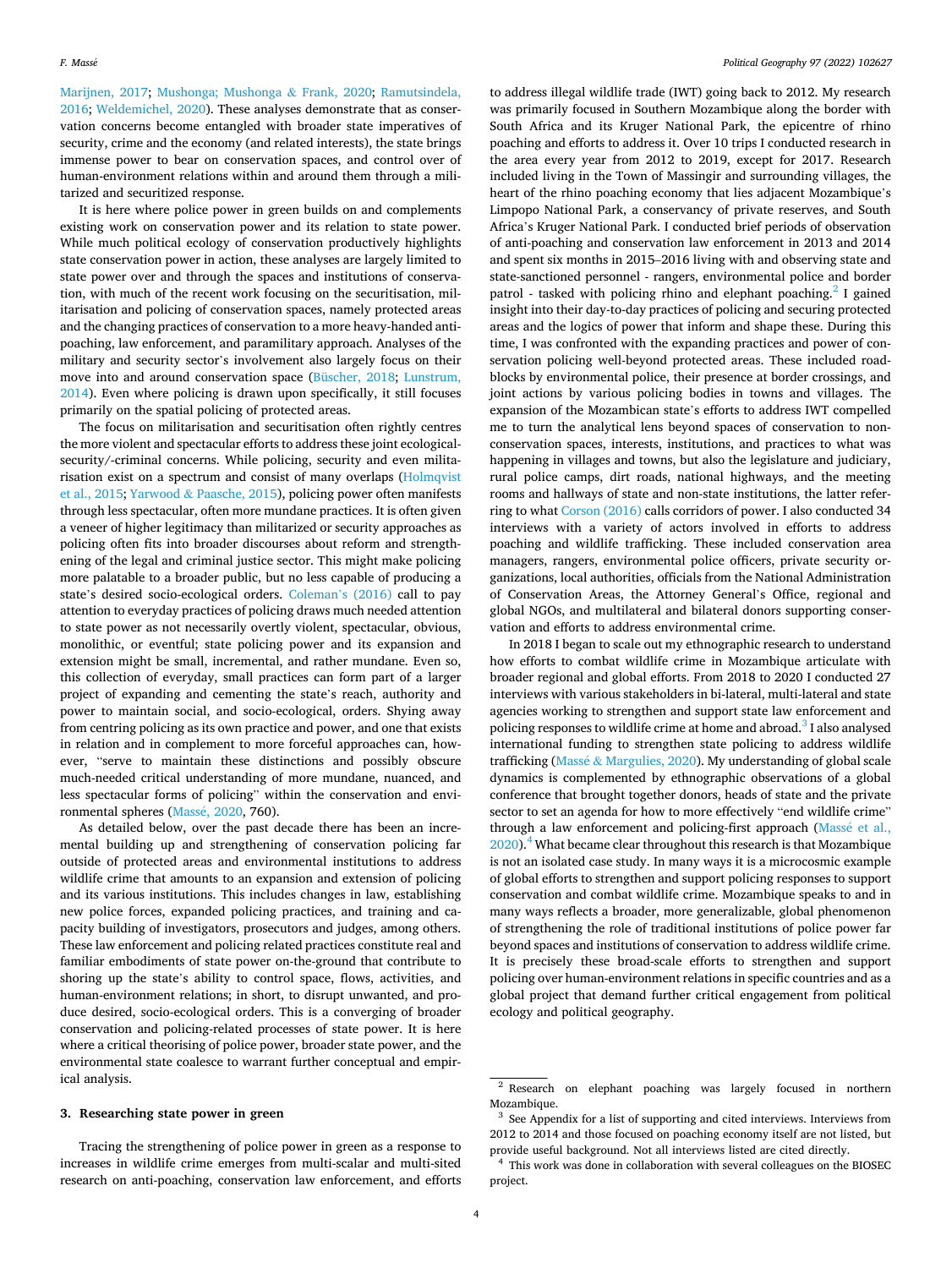Marijnen, 2017; Mushonga; Mushonga & Frank, 2020; Ramutsindela, 2016; Weldemichel, 2020). These analyses demonstrate that as conservation concerns become entangled with broader state imperatives of security, crime and the economy (and related interests), the state brings immense power to bear on conservation spaces, and control over of human-environment relations within and around them through a militarized and securitized response.

It is here where police power in green builds on and complements existing work on conservation power and its relation to state power. While much political ecology of conservation productively highlights state conservation power in action, these analyses are largely limited to state power over and through the spaces and institutions of conservation, with much of the recent work focusing on the securitisation, militarisation and policing of conservation spaces, namely protected areas and the changing practices of conservation to a more heavy-handed anti-poaching, law enforcement, and paramilitary approach. Analyses of the military and security sector's involvement also largely focus on their move into and around conservation space (Büscher, 2018; Lunstrum, 2014). Even where policing is drawn upon specifically, it still focuses primarily on the spatial policing of protected areas.

The focus on militarisation and securitisation often rightly centres the more violent and spectacular efforts to address these joint ecological-security/-criminal concerns. While policing, security and even militarisation exist on a spectrum and consist of many overlaps (Holmqvist et al., 2015; Yarwood & Paasche, 2015), policing power often manifests through less spectacular, often more mundane practices. It is often given a veneer of higher legitimacy than militarized or security approaches as policing often fits into broader discourses about reform and strengthening of the legal and criminal justice sector. This might make policing more palatable to a broader public, but no less capable of producing a state's desired socio-ecological orders. Coleman's (2016) call to pay attention to everyday practices of policing draws much needed attention to state power as not necessarily overtly violent, spectacular, obvious, monolithic, or eventful; state policing power and its expansion and extension might be small, incremental, and rather mundane. Even so, this collection of everyday, small practices can form part of a larger project of expanding and cementing the state's reach, authority and power to maintain social, and socio-ecological, orders. Shying away from centring policing as its own practice and power, and one that exists in relation and in complement to more forceful approaches can, however, "serve to maintain these distinctions and possibly obscure much-needed critical understanding of more mundane, nuanced, and less spectacular forms of policing" within the conservation and environmental spheres (Massé, 2020, 760).

As detailed below, over the past decade there has been an incremental building up and strengthening of conservation policing far outside of protected areas and environmental institutions to address wildlife crime that amounts to an expansion and extension of policing and its various institutions. This includes changes in law, establishing new police forces, expanded policing practices, and training and capacity building of investigators, prosecutors and judges, among others. These law enforcement and policing related practices constitute real and familiar embodiments of state power on-the-ground that contribute to shoring up the state's ability to control space, flows, activities, and human-environment relations; in short, to disrupt unwanted, and produce desired, socio-ecological orders. This is a converging of broader conservation and policing-related processes of state power. It is here where a critical theorising of police power, broader state power, and the environmental state coalesce to warrant further conceptual and empirical analysis.

## 3. Researching state power in green

Tracing the strengthening of police power in green as a response to increases in wildlife crime emerges from multi-scalar and multi-sited research on anti-poaching, conservation law enforcement, and efforts to address illegal wildlife trade (IWT) going back to 2012. My research was primarily focused in Southern Mozambique along the border with South Africa and its Kruger National Park, the epicentre of rhino poaching and efforts to address it. Over 10 trips I conducted research in the area every year from 2012 to 2019, except for 2017. Research included living in the Town of Massingir and surrounding villages, the heart of the rhino poaching economy that lies adjacent Mozambique's Limpopo National Park, a conservancy of private reserves, and South Africa's Kruger National Park. I conducted brief periods of observation of anti-poaching and conservation law enforcement in 2013 and 2014 and spent six months in 2015–2016 living with and observing state and state-sanctioned personnel - rangers, environmental police and border patrol - tasked with policing rhino and elephant poaching.[2] I gained insight into their day-to-day practices of policing and securing protected areas and the logics of power that inform and shape these. During this time, I was confronted with the expanding practices and power of conservation policing well-beyond protected areas. These included roadblocks by environmental police, their presence at border crossings, and joint actions by various policing bodies in towns and villages. The expansion of the Mozambican state's efforts to address IWT compelled me to turn the analytical lens beyond spaces of conservation to non-conservation spaces, interests, institutions, and practices to what was happening in villages and towns, but also the legislature and judiciary, rural police camps, dirt roads, national highways, and the meeting rooms and hallways of state and non-state institutions, the latter referring to what Corson (2016) calls corridors of power. I also conducted 34 interviews with a variety of actors involved in efforts to address poaching and wildlife trafficking. These included conservation area managers, rangers, environmental police officers, private security organizations, local authorities, officials from the National Administration of Conservation Areas, the Attorney General's Office, regional and global NGOs, and multilateral and bilateral donors supporting conservation and efforts to address environmental crime.

In 2018 I began to scale out my ethnographic research to understand how efforts to combat wildlife crime in Mozambique articulate with broader regional and global efforts. From 2018 to 2020 I conducted 27 interviews with various stakeholders in bi-lateral, multi-lateral and state agencies working to strengthen and support state law enforcement and policing responses to wildlife crime at home and abroad.[3] I also analysed international funding to strengthen state policing to address wildlife trafficking (Massé & Margulies, 2020). My understanding of global scale dynamics is complemented by ethnographic observations of a global conference that brought together donors, heads of state and the private sector to set an agenda for how to more effectively "end wildlife crime" through a law enforcement and policing-first approach (Massé et al., 2020).[4] What became clear throughout this research is that Mozambique is not an isolated case study. In many ways it is a microcosmic example of global efforts to strengthen and support policing responses to support conservation and combat wildlife crime. Mozambique speaks to and in many ways reflects a broader, more generalizable, global phenomenon of strengthening the role of traditional institutions of police power far beyond spaces and institutions of conservation to address wildlife crime. It is precisely these broad-scale efforts to strengthen and support policing over human-environment relations in specific countries and as a global project that demand further critical engagement from political ecology and political geography.

[2] Research on elephant poaching was largely focused in northern Mozambique.

[3] See Appendix for a list of supporting and cited interviews. Interviews from 2012 to 2014 and those focused on poaching economy itself are not listed, but provide useful background. Not all interviews listed are cited directly.

[4] This work was done in collaboration with several colleagues on the BIOSEC project.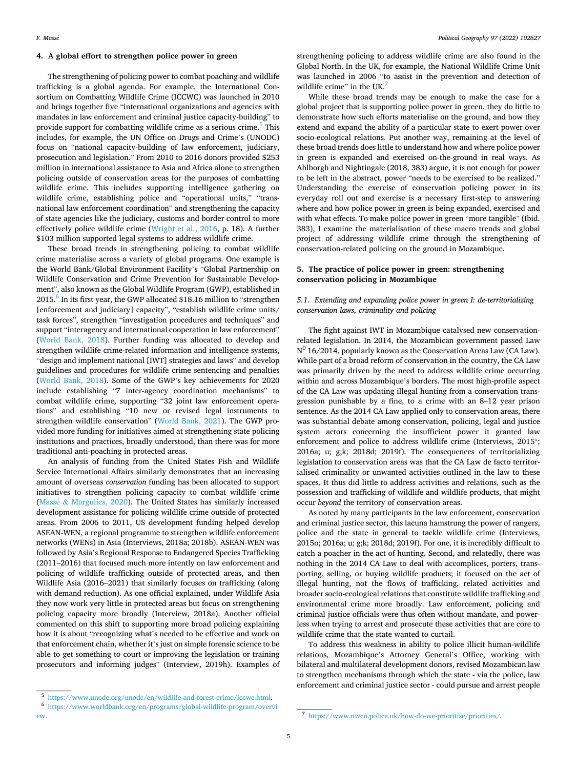## 4. A global effort to strengthen police power in green

The strengthening of policing power to combat poaching and wildlife trafficking is a global agenda. For example, the International Consortium on Combatting Wildlife Crime (ICCWC) was launched in 2010 and brings together five "international organizations and agencies with mandates in law enforcement and criminal justice capacity-building" to provide support for combatting wildlife crime as a serious crime.[5] This includes, for example, the UN Office on Drugs and Crime's (UNODC) focus on "national capacity-building of law enforcement, judiciary, prosecution and legislation." From 2010 to 2016 donors provided $253 million in international assistance to Asia and Africa alone to strengthen policing outside of conservation areas for the purposes of combatting wildlife crime. This includes supporting intelligence gathering on wildlife crime, establishing police and "operational units," "transnational law enforcement coordination" and strengthening the capacity of state agencies like the judiciary, customs and border control to more effectively police wildlife crime (Wright et al., 2016, p. 18). A further $103 million supported legal systems to address wildlife crime.

These broad trends in strengthening policing to combat wildlife crime materialise across a variety of global programs. One example is the World Bank/Global Environment Facility's "Global Partnership on Wildlife Conservation and Crime Prevention for Sustainable Development", also known as the Global Wildlife Program (GWP), established in 2015.[6] In its first year, the GWP allocated $18.16 million to "strengthen [enforcement and judiciary] capacity", "establish wildlife crime units/task forces", strengthen "investigation procedures and techniques" and support "interagency and international cooperation in law enforcement" (World Bank, 2018). Further funding was allocated to develop and strengthen wildlife crime-related information and intelligence systems, "design and implement national [IWT] strategies and laws" and develop guidelines and procedures for wildlife crime sentencing and penalties (World Bank, 2018). Some of the GWP's key achievements for 2020 include establishing "7 inter-agency coordination mechanisms" to combat wildlife crime, supporting "32 joint law enforcement operations" and establishing "10 new or revised legal instruments to strengthen wildlife conservation" (World Bank, 2021). The GWP provided more funding for initiatives aimed at strengthening state policing institutions and practices, broadly understood, than there was for more traditional anti-poaching in protected areas.

An analysis of funding from the United States Fish and Wildlife Service International Affairs similarly demonstrates that an increasing amount of overseas *conservation* funding has been allocated to support initiatives to strengthen policing capacity to combat wildlife crime (Massé & Margulies, 2020). The United States has similarly increased development assistance for policing wildlife crime outside of protected areas. From 2006 to 2011, US development funding helped develop ASEAN-WEN, a regional programme to strengthen wildlife enforcement networks (WENs) in Asia (Interviews, 2018a; 2018b). ASEAN-WEN was followed by Asia's Regional Response to Endangered Species Trafficking (2011–2016) that focused much more intently on law enforcement and policing of wildlife trafficking outside of protected areas, and then Wildlife Asia (2016–2021) that similarly focuses on trafficking (along with demand reduction). As one official explained, under Wildlife Asia they now work very little in protected areas but focus on strengthening policing capacity more broadly (Interview, 2018a). Another official commented on this shift to supporting more broad policing explaining how it is about "recognizing what's needed to be effective and work on that enforcement chain, whether it's just on simple forensic science to be able to get something to court or improving the legislation or training prosecutors and informing judges" (Interview, 2019h). Examples of strengthening policing to address wildlife crime are also found in the Global North. In the UK, for example, the National Wildlife Crime Unit was launched in 2006 "to assist in the prevention and detection of wildlife crime" in the UK.[7]

While these broad trends may be enough to make the case for a global project that is supporting police power in green, they do little to demonstrate how such efforts materialise on the ground, and how they extend and expand the ability of a particular state to exert power over socio-ecological relations. Put another way, remaining at the level of these broad trends does little to understand how and where police power in green is expanded and exercised on-the-ground in real ways. As Ahlborgh and Nightingale (2018, 383) argue, it is not enough for power to be left in the abstract, power "needs to be exercised to be realized." Understanding the exercise of conservation policing power in its everyday roll out and exercise is a necessary first-step to answering where and how police power in green is being expanded, exercised and with what effects. To make police power in green "more tangible" (Ibid. 383), I examine the materialisation of these macro trends and global project of addressing wildlife crime through the strengthening of conservation-related policing on the ground in Mozambique.

## 5. The practice of police power in green: strengthening conservation policing in Mozambique

### *5.1. Extending and expanding police power in green I: de-territorializing conservation laws, criminality and policing*

The fight against IWT in Mozambique catalysed new conservation-related legislation. In 2014, the Mozambican government passed Law N[0] 16/2014, popularly known as the Conservation Areas Law (CA Law). While part of a broad reform of conservation in the country, the CA Law was primarily driven by the need to address wildlife crime occurring within and across Mozambique's borders. The most high-profile aspect of the CA Law was updating illegal hunting from a conservation transgression punishable by a fine, to a crime with an 8–12 year prison sentence. As the 2014 CA Law applied only to conservation areas, there was substantial debate among conservation, policing, legal and justice system actors concerning the insufficient power it granted law enforcement and police to address wildlife crime (Interviews, 2015°; 2016a; u; g;k; 2018d; 2019f). The consequences of territorializing legislation to conservation areas was that the CA Law de facto territorialised criminality or unwanted activities outlined in the law to these spaces. It thus did little to address activities and relations, such as the possession and trafficking of wildlife and wildlife products, that might occur *beyond* the territory of conservation areas.

As noted by many participants in the law enforcement, conservation and criminal justice sector, this lacuna hamstrung the power of rangers, police and the state in general to tackle wildlife crime (Interviews, 2015o; 2016a; u; g;k; 2018d; 2019f). For one, it is incredibly difficult to catch a poacher in the act of hunting. Second, and relatedly, there was nothing in the 2014 CA Law to deal with accomplices, porters, transporting, selling, or buying wildlife products; it focused on the act of illegal hunting, not the flows of trafficking, related activities and broader socio-ecological relations that constitute wildlife trafficking and environmental crime more broadly. Law enforcement, policing and criminal justice officials were thus often without mandate, and powerless when trying to arrest and prosecute these activities that are core to wildlife crime that the state wanted to curtail.

To address this weakness in ability to police illicit human-wildlife relations, Mozambique's Attorney General's Office, working with bilateral and multilateral development donors, revised Mozambican law to strengthen mechanisms through which the state - via the police, law enforcement and criminal justice sector - could pursue and arrest people

---

[5] https://www.unodc.org/unodc/en/wildlife-and-forest-crime/iccwc.html.

[6] https://www.worldbank.org/en/programs/global-wildlife-program/overview.

[7] https://www.nwcu.police.uk/how-do-we-prioritise/priorities/.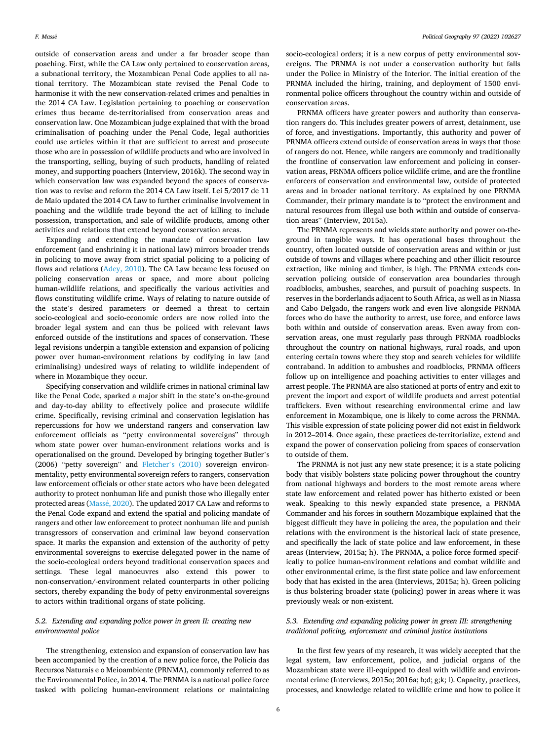outside of conservation areas and under a far broader scope than poaching. First, while the CA Law only pertained to conservation areas, a subnational territory, the Mozambican Penal Code applies to all national territory. The Mozambican state revised the Penal Code to harmonise it with the new conservation-related crimes and penalties in the 2014 CA Law. Legislation pertaining to poaching or conservation crimes thus became de-territorialised from conservation areas and conservation law. One Mozambican judge explained that with the broad criminalisation of poaching under the Penal Code, legal authorities could use articles within it that are sufficient to arrest and prosecute those who are in possession of wildlife products and who are involved in the transporting, selling, buying of such products, handling of related money, and supporting poachers (Interview, 2016k). The second way in which conservation law was expanded beyond the spaces of conservation was to revise and reform the 2014 CA Law itself. Lei 5/2017 de 11 de Maio updated the 2014 CA Law to further criminalise involvement in poaching and the wildlife trade beyond the act of killing to include possession, transportation, and sale of wildlife products, among other activities and relations that extend beyond conservation areas.

Expanding and extending the mandate of conservation law enforcement (and enshrining it in national law) mirrors broader trends in policing to move away from strict spatial policing to a policing of flows and relations (Adey, 2010). The CA Law became less focused on policing conservation areas or space, and more about policing human-wildlife relations, and specifically the various activities and flows constituting wildlife crime. Ways of relating to nature outside of the state's desired parameters or deemed a threat to certain socio-ecological and socio-economic orders are now rolled into the broader legal system and can thus be policed with relevant laws enforced outside of the institutions and spaces of conservation. These legal revisions underpin a tangible extension and expansion of policing power over human-environment relations by codifying in law (and criminalising) undesired ways of relating to wildlife independent of where in Mozambique they occur.

Specifying conservation and wildlife crimes in national criminal law like the Penal Code, sparked a major shift in the state's on-the-ground and day-to-day ability to effectively police and prosecute wildlife crime. Specifically, revising criminal and conservation legislation has repercussions for how we understand rangers and conservation law enforcement officials as "petty environmental sovereigns" through whom state power over human-environment relations works and is operationalised on the ground. Developed by bringing together Butler's (2006) "petty sovereign" and Fletcher's (2010) sovereign environmentality, petty environmental sovereign refers to rangers, conservation law enforcement officials or other state actors who have been delegated authority to protect nonhuman life and punish those who illegally enter protected areas (Massé, 2020). The updated 2017 CA Law and reforms to the Penal Code expand and extend the spatial and policing mandate of rangers and other law enforcement to protect nonhuman life and punish transgressors of conservation and criminal law beyond conservation space. It marks the expansion and extension of the authority of petty environmental sovereigns to exercise delegated power in the name of the socio-ecological orders beyond traditional conservation spaces and settings. These legal manoeuvres also extend this power to non-conservation/-environment related counterparts in other policing sectors, thereby expanding the body of petty environmental sovereigns to actors within traditional organs of state policing.

### *5.2. Extending and expanding police power in green II: creating new environmental police*

The strengthening, extension and expansion of conservation law has been accompanied by the creation of a new police force, the Policia das Recursos Naturais e o Meioambiente (PRNMA), commonly referred to as the Environmental Police, in 2014. The PRNMA is a national police force tasked with policing human-environment relations or maintaining socio-ecological orders; it is a new corpus of petty environmental sovereigns. The PRNMA is not under a conservation authority but falls under the Police in Ministry of the Interior. The initial creation of the PRNMA included the hiring, training, and deployment of 1500 environmental police officers throughout the country within and outside of conservation areas.

PRNMA officers have greater powers and authority than conservation rangers do. This includes greater powers of arrest, detainment, use of force, and investigations. Importantly, this authority and power of PRNMA officers extend outside of conservation areas in ways that those of rangers do not. Hence, while rangers are commonly and traditionally the frontline of conservation law enforcement and policing in conservation areas, PRNMA officers police wildlife crime, and are the frontline enforcers of conservation and environmental law, outside of protected areas and in broader national territory. As explained by one PRNMA Commander, their primary mandate is to "protect the environment and natural resources from illegal use both within and outside of conservation areas" (Interview, 2015a).

The PRNMA represents and wields state authority and power on-the-ground in tangible ways. It has operational bases throughout the country, often located outside of conservation areas and within or just outside of towns and villages where poaching and other illicit resource extraction, like mining and timber, is high. The PRNMA extends conservation policing outside of conservation area boundaries through roadblocks, ambushes, searches, and pursuit of poaching suspects. In reserves in the borderlands adjacent to South Africa, as well as in Niassa and Cabo Delgado, the rangers work and even live alongside PRNMA forces who do have the authority to arrest, use force, and enforce laws both within and outside of conservation areas. Even away from conservation areas, one must regularly pass through PRNMA roadblocks throughout the country on national highways, rural roads, and upon entering certain towns where they stop and search vehicles for wildlife contraband. In addition to ambushes and roadblocks, PRNMA officers follow up on intelligence and poaching activities to enter villages and arrest people. The PRNMA are also stationed at ports of entry and exit to prevent the import and export of wildlife products and arrest potential traffickers. Even without researching environmental crime and law enforcement in Mozambique, one is likely to come across the PRNMA. This visible expression of state policing power did not exist in fieldwork in 2012–2014. Once again, these practices de-territorialize, extend and expand the power of conservation policing from spaces of conservation to outside of them.

The PRNMA is not just any new state presence; it is a state policing body that visibly bolsters state policing power throughout the country from national highways and borders to the most remote areas where state law enforcement and related power has hitherto existed or been weak. Speaking to this newly expanded state presence, a PRNMA Commander and his forces in southern Mozambique explained that the biggest difficult they have in policing the area, the population and their relations with the environment is the historical lack of state presence, and specifically the lack of state police and law enforcement, in these areas (Interview, 2015a; h). The PRNMA, a police force formed specifically to police human-environment relations and combat wildlife and other environmental crime, is the first state police and law enforcement body that has existed in the area (Interviews, 2015a; h). Green policing is thus bolstering broader state (policing) power in areas where it was previously weak or non-existent.

### *5.3. Extending and expanding policing power in green III: strengthening traditional policing, enforcement and criminal justice institutions*

In the first few years of my research, it was widely accepted that the legal system, law enforcement, police, and judicial organs of the Mozambican state were ill-equipped to deal with wildlife and environmental crime (Interviews, 2015o; 2016a; b;d; g;k; l). Capacity, practices, processes, and knowledge related to wildlife crime and how to police it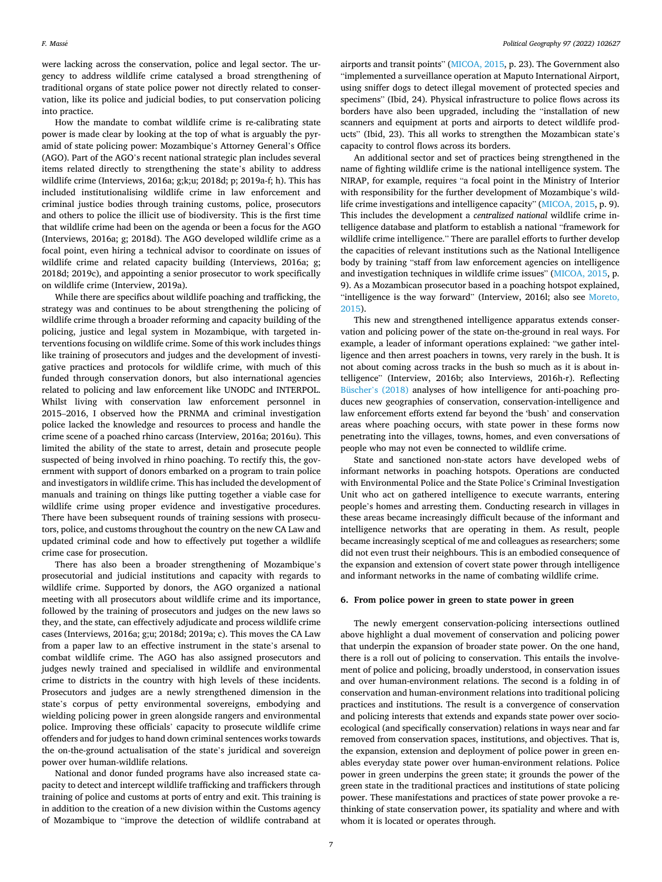were lacking across the conservation, police and legal sector. The urgency to address wildlife crime catalysed a broad strengthening of traditional organs of state police power not directly related to conservation, like its police and judicial bodies, to put conservation policing into practice.

How the mandate to combat wildlife crime is re-calibrating state power is made clear by looking at the top of what is arguably the pyramid of state policing power: Mozambique's Attorney General's Office (AGO). Part of the AGO's recent national strategic plan includes several items related directly to strengthening the state's ability to address wildlife crime (Interviews, 2016a; g;k;u; 2018d; p; 2019a-f; h). This has included institutionalising wildlife crime in law enforcement and criminal justice bodies through training customs, police, prosecutors and others to police the illicit use of biodiversity. This is the first time that wildlife crime had been on the agenda or been a focus for the AGO (Interviews, 2016a; g; 2018d). The AGO developed wildlife crime as a focal point, even hiring a technical advisor to coordinate on issues of wildlife crime and related capacity building (Interviews, 2016a; g; 2018d; 2019c), and appointing a senior prosecutor to work specifically on wildlife crime (Interview, 2019a).

While there are specifics about wildlife poaching and trafficking, the strategy was and continues to be about strengthening the policing of wildlife crime through a broader reforming and capacity building of the policing, justice and legal system in Mozambique, with targeted interventions focusing on wildlife crime. Some of this work includes things like training of prosecutors and judges and the development of investigative practices and protocols for wildlife crime, with much of this funded through conservation donors, but also international agencies related to policing and law enforcement like UNODC and INTERPOL. Whilst living with conservation law enforcement personnel in 2015–2016, I observed how the PRNMA and criminal investigation police lacked the knowledge and resources to process and handle the crime scene of a poached rhino carcass (Interview, 2016a; 2016u). This limited the ability of the state to arrest, detain and prosecute people suspected of being involved in rhino poaching. To rectify this, the government with support of donors embarked on a program to train police and investigators in wildlife crime. This has included the development of manuals and training on things like putting together a viable case for wildlife crime using proper evidence and investigative procedures. There have been subsequent rounds of training sessions with prosecutors, police, and customs throughout the country on the new CA Law and updated criminal code and how to effectively put together a wildlife crime case for prosecution.

There has also been a broader strengthening of Mozambique's prosecutorial and judicial institutions and capacity with regards to wildlife crime. Supported by donors, the AGO organized a national meeting with all prosecutors about wildlife crime and its importance, followed by the training of prosecutors and judges on the new laws so they, and the state, can effectively adjudicate and process wildlife crime cases (Interviews, 2016a; g;u; 2018d; 2019a; c). This moves the CA Law from a paper law to an effective instrument in the state's arsenal to combat wildlife crime. The AGO has also assigned prosecutors and judges newly trained and specialised in wildlife and environmental crime to districts in the country with high levels of these incidents. Prosecutors and judges are a newly strengthened dimension in the state's corpus of petty environmental sovereigns, embodying and wielding policing power in green alongside rangers and environmental police. Improving these officials' capacity to prosecute wildlife crime offenders and for judges to hand down criminal sentences works towards the on-the-ground actualisation of the state's juridical and sovereign power over human-wildlife relations.

National and donor funded programs have also increased state capacity to detect and intercept wildlife trafficking and traffickers through training of police and customs at ports of entry and exit. This training is in addition to the creation of a new division within the Customs agency of Mozambique to "improve the detection of wildlife contraband at airports and transit points" (MICOA, 2015, p. 23). The Government also "implemented a surveillance operation at Maputo International Airport, using sniffer dogs to detect illegal movement of protected species and specimens" (Ibid, 24). Physical infrastructure to police flows across its borders have also been upgraded, including the "installation of new scanners and equipment at ports and airports to detect wildlife products" (Ibid, 23). This all works to strengthen the Mozambican state's capacity to control flows across its borders.

An additional sector and set of practices being strengthened in the name of fighting wildlife crime is the national intelligence system. The NIRAP, for example, requires "a focal point in the Ministry of Interior with responsibility for the further development of Mozambique's wildlife crime investigations and intelligence capacity" (MICOA, 2015, p. 9). This includes the development a *centralized national* wildlife crime intelligence database and platform to establish a national "framework for wildlife crime intelligence." There are parallel efforts to further develop the capacities of relevant institutions such as the National Intelligence body by training "staff from law enforcement agencies on intelligence and investigation techniques in wildlife crime issues" (MICOA, 2015, p. 9). As a Mozambican prosecutor based in a poaching hotspot explained, "intelligence is the way forward" (Interview, 2016l; also see Moreto, 2015).

This new and strengthened intelligence apparatus extends conservation and policing power of the state on-the-ground in real ways. For example, a leader of informant operations explained: "we gather intelligence and then arrest poachers in towns, very rarely in the bush. It is not about coming across tracks in the bush so much as it is about intelligence" (Interview, 2016b; also Interviews, 2016h-r). Reflecting Büscher's (2018) analyses of how intelligence for anti-poaching produces new geographies of conservation, conservation-intelligence and law enforcement efforts extend far beyond the 'bush' and conservation areas where poaching occurs, with state power in these forms now penetrating into the villages, towns, homes, and even conversations of people who may not even be connected to wildlife crime.

State and sanctioned non-state actors have developed webs of informant networks in poaching hotspots. Operations are conducted with Environmental Police and the State Police's Criminal Investigation Unit who act on gathered intelligence to execute warrants, entering people's homes and arresting them. Conducting research in villages in these areas became increasingly difficult because of the informant and intelligence networks that are operating in them. As result, people became increasingly sceptical of me and colleagues as researchers; some did not even trust their neighbours. This is an embodied consequence of the expansion and extension of covert state power through intelligence and informant networks in the name of combating wildlife crime.

## 6. From police power in green to state power in green

The newly emergent conservation-policing intersections outlined above highlight a dual movement of conservation and policing power that underpin the expansion of broader state power. On the one hand, there is a roll out of policing to conservation. This entails the involvement of police and policing, broadly understood, in conservation issues and over human-environment relations. The second is a folding in of conservation and human-environment relations into traditional policing practices and institutions. The result is a convergence of conservation and policing interests that extends and expands state power over socio-ecological (and specifically conservation) relations in ways near and far removed from conservation spaces, institutions, and objectives. That is, the expansion, extension and deployment of police power in green enables everyday state power over human-environment relations. Police power in green underpins the green state; it grounds the power of the green state in the traditional practices and institutions of state policing power. These manifestations and practices of state power provoke a rethinking of state conservation power, its spatiality and where and with whom it is located or operates through.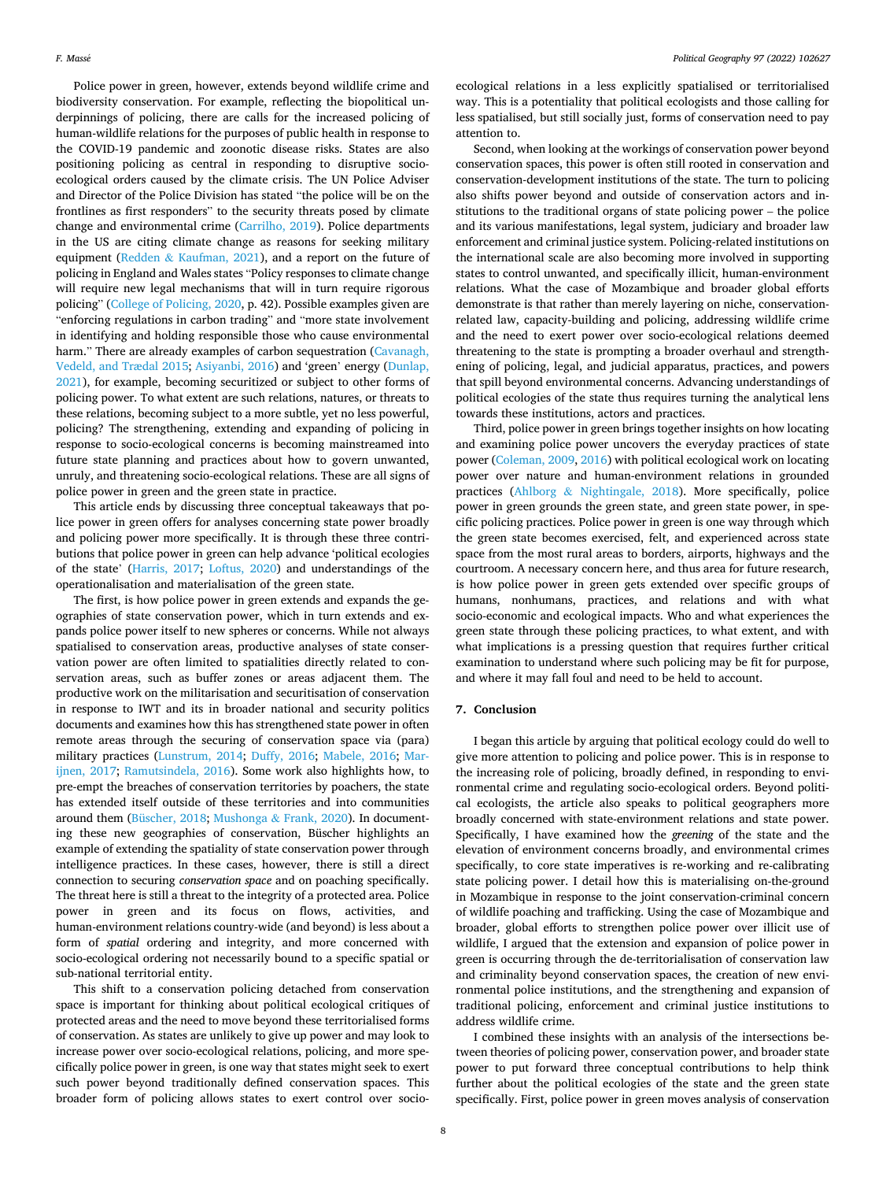Police power in green, however, extends beyond wildlife crime and biodiversity conservation. For example, reflecting the biopolitical underpinnings of policing, there are calls for the increased policing of human-wildlife relations for the purposes of public health in response to the COVID-19 pandemic and zoonotic disease risks. States are also positioning policing as central in responding to disruptive socio-ecological orders caused by the climate crisis. The UN Police Adviser and Director of the Police Division has stated "the police will be on the frontlines as first responders" to the security threats posed by climate change and environmental crime (Carrilho, 2019). Police departments in the US are citing climate change as reasons for seeking military equipment (Redden & Kaufman, 2021), and a report on the future of policing in England and Wales states "Policy responses to climate change will require new legal mechanisms that will in turn require rigorous policing" (College of Policing, 2020, p. 42). Possible examples given are "enforcing regulations in carbon trading" and "more state involvement in identifying and holding responsible those who cause environmental harm." There are already examples of carbon sequestration (Cavanagh, Vedeld, and Trædal 2015; Asiyanbi, 2016) and 'green' energy (Dunlap, 2021), for example, becoming securitized or subject to other forms of policing power. To what extent are such relations, natures, or threats to these relations, becoming subject to a more subtle, yet no less powerful, policing? The strengthening, extending and expanding of policing in response to socio-ecological concerns is becoming mainstreamed into future state planning and practices about how to govern unwanted, unruly, and threatening socio-ecological relations. These are all signs of police power in green and the green state in practice.

This article ends by discussing three conceptual takeaways that police power in green offers for analyses concerning state power broadly and policing power more specifically. It is through these three contributions that police power in green can help advance 'political ecologies of the state' (Harris, 2017; Loftus, 2020) and understandings of the operationalisation and materialisation of the green state.

The first, is how police power in green extends and expands the geographies of state conservation power, which in turn extends and expands police power itself to new spheres or concerns. While not always spatialised to conservation areas, productive analyses of state conservation power are often limited to spatialities directly related to conservation areas, such as buffer zones or areas adjacent them. The productive work on the militarisation and securitisation of conservation in response to IWT and its in broader national and security politics documents and examines how this has strengthened state power in often remote areas through the securing of conservation space via (para) military practices (Lunstrum, 2014; Duffy, 2016; Mabele, 2016; Marijnen, 2017; Ramutsindela, 2016). Some work also highlights how, to pre-empt the breaches of conservation territories by poachers, the state has extended itself outside of these territories and into communities around them (Büscher, 2018; Mushonga & Frank, 2020). In documenting these new geographies of conservation, Büscher highlights an example of extending the spatiality of state conservation power through intelligence practices. In these cases, however, there is still a direct connection to securing *conservation space* and on poaching specifically. The threat here is still a threat to the integrity of a protected area. Police power in green and its focus on flows, activities, and human-environment relations country-wide (and beyond) is less about a form of *spatial* ordering and integrity, and more concerned with socio-ecological ordering not necessarily bound to a specific spatial or sub-national territorial entity.

This shift to a conservation policing detached from conservation space is important for thinking about political ecological critiques of protected areas and the need to move beyond these territorialised forms of conservation. As states are unlikely to give up power and may look to increase power over socio-ecological relations, policing, and more specifically police power in green, is one way that states might seek to exert such power beyond traditionally defined conservation spaces. This broader form of policing allows states to exert control over socio-ecological relations in a less explicitly spatialised or territorialised way. This is a potentiality that political ecologists and those calling for less spatialised, but still socially just, forms of conservation need to pay attention to.

Second, when looking at the workings of conservation power beyond conservation spaces, this power is often still rooted in conservation and conservation-development institutions of the state. The turn to policing also shifts power beyond and outside of conservation actors and institutions to the traditional organs of state policing power – the police and its various manifestations, legal system, judiciary and broader law enforcement and criminal justice system. Policing-related institutions on the international scale are also becoming more involved in supporting states to control unwanted, and specifically illicit, human-environment relations. What the case of Mozambique and broader global efforts demonstrate is that rather than merely layering on niche, conservation-related law, capacity-building and policing, addressing wildlife crime and the need to exert power over socio-ecological relations deemed threatening to the state is prompting a broader overhaul and strengthening of policing, legal, and judicial apparatus, practices, and powers that spill beyond environmental concerns. Advancing understandings of political ecologies of the state thus requires turning the analytical lens towards these institutions, actors and practices.

Third, police power in green brings together insights on how locating and examining police power uncovers the everyday practices of state power (Coleman, 2009, 2016) with political ecological work on locating power over nature and human-environment relations in grounded practices (Ahlborg & Nightingale, 2018). More specifically, police power in green grounds the green state, and green state power, in specific policing practices. Police power in green is one way through which the green state becomes exercised, felt, and experienced across state space from the most rural areas to borders, airports, highways and the courtroom. A necessary concern here, and thus area for future research, is how police power in green gets extended over specific groups of humans, nonhumans, practices, and relations and with what socio-economic and ecological impacts. Who and what experiences the green state through these policing practices, to what extent, and with what implications is a pressing question that requires further critical examination to understand where such policing may be fit for purpose, and where it may fall foul and need to be held to account.

## 7. Conclusion

I began this article by arguing that political ecology could do well to give more attention to policing and police power. This is in response to the increasing role of policing, broadly defined, in responding to environmental crime and regulating socio-ecological orders. Beyond political ecologists, the article also speaks to political geographers more broadly concerned with state-environment relations and state power. Specifically, I have examined how the *greening* of the state and the elevation of environment concerns broadly, and environmental crimes specifically, to core state imperatives is re-working and re-calibrating state policing power. I detail how this is materialising on-the-ground in Mozambique in response to the joint conservation-criminal concern of wildlife poaching and trafficking. Using the case of Mozambique and broader, global efforts to strengthen police power over illicit use of wildlife, I argued that the extension and expansion of police power in green is occurring through the de-territorialisation of conservation law and criminality beyond conservation spaces, the creation of new environmental police institutions, and the strengthening and expansion of traditional policing, enforcement and criminal justice institutions to address wildlife crime.

I combined these insights with an analysis of the intersections between theories of policing power, conservation power, and broader state power to put forward three conceptual contributions to help think further about the political ecologies of the state and the green state specifically. First, police power in green moves analysis of conservation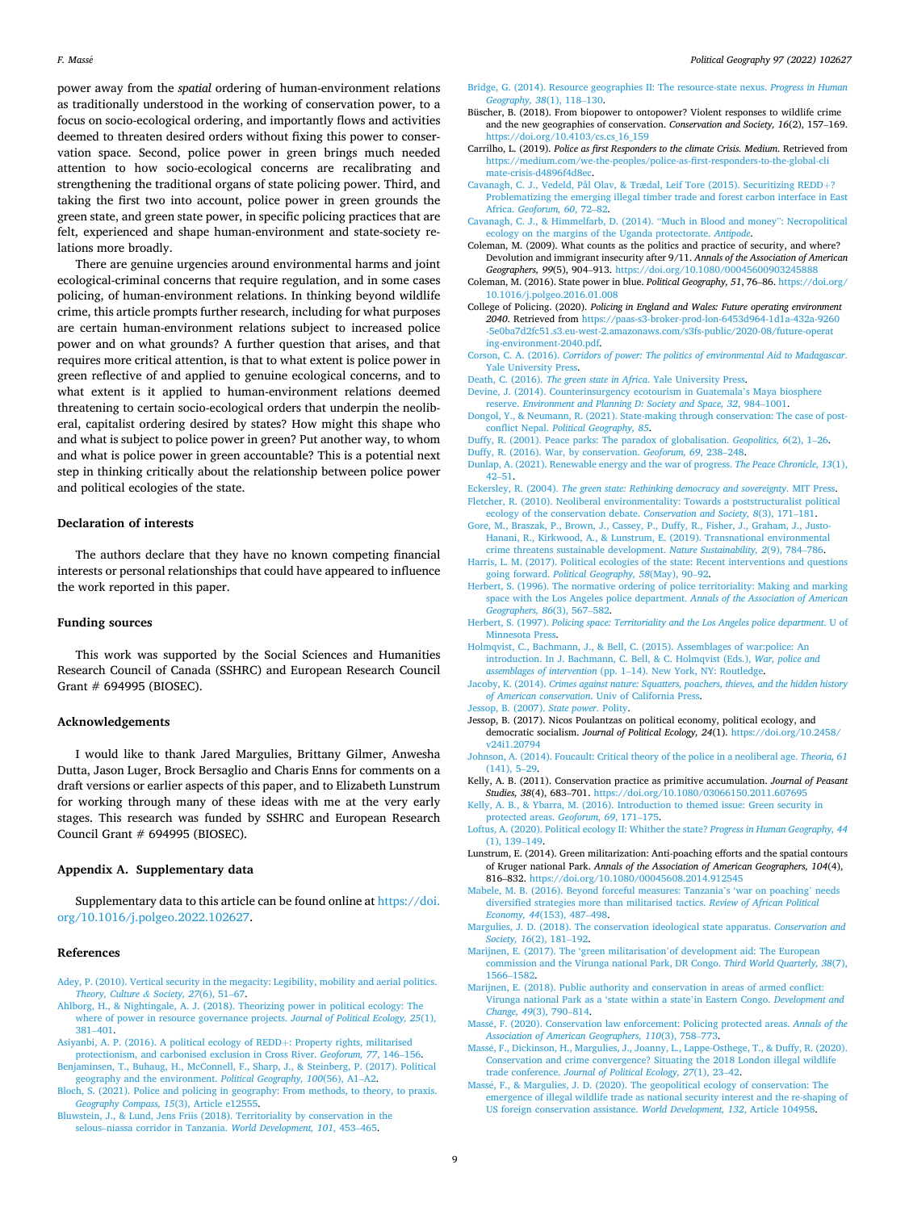power away from the *spatial* ordering of human-environment relations as traditionally understood in the working of conservation power, to a focus on socio-ecological ordering, and importantly flows and activities deemed to threaten desired orders without fixing this power to conservation space. Second, police power in green brings much needed attention to how socio-ecological concerns are recalibrating and strengthening the traditional organs of state policing power. Third, and taking the first two into account, police power in green grounds the green state, and green state power, in specific policing practices that are felt, experienced and shape human-environment and state-society relations more broadly.

There are genuine urgencies around environmental harms and joint ecological-criminal concerns that require regulation, and in some cases policing, of human-environment relations. In thinking beyond wildlife crime, this article prompts further research, including for what purposes are certain human-environment relations subject to increased police power and on what grounds? A further question that arises, and that requires more critical attention, is that to what extent is police power in green reflective of and applied to genuine ecological concerns, and to what extent is it applied to human-environment relations deemed threatening to certain socio-ecological orders that underpin the neoliberal, capitalist ordering desired by states? How might this shape who and what is subject to police power in green? Put another way, to whom and what is police power in green accountable? This is a potential next step in thinking critically about the relationship between police power and political ecologies of the state.

## Declaration of interests

The authors declare that they have no known competing financial interests or personal relationships that could have appeared to influence the work reported in this paper.

## Funding sources

This work was supported by the Social Sciences and Humanities Research Council of Canada (SSHRC) and European Research Council Grant # 694995 (BIOSEC).

## Acknowledgements

I would like to thank Jared Margulies, Brittany Gilmer, Anwesha Dutta, Jason Luger, Brock Bersaglio and Charis Enns for comments on a draft versions or earlier aspects of this paper, and to Elizabeth Lunstrum for working through many of these ideas with me at the very early stages. This research was funded by SSHRC and European Research Council Grant # 694995 (BIOSEC).

## Appendix A. Supplementary data

Supplementary data to this article can be found online at https://doi.org/10.1016/j.polgeo.2022.102627.

## References

Adey, P. (2010). Vertical security in the megacity: Legibility, mobility and aerial politics. *Theory, Culture & Society, 27*(6), 51–67.

Ahlborg, H., & Nightingale, A. J. (2018). Theorizing power in political ecology: The where of power in resource governance projects. *Journal of Political Ecology, 25*(1), 381–401.

Asiyanbi, A. P. (2016). A political ecology of REDD+: Property rights, militarised protectionism, and carbonised exclusion in Cross River. *Geoforum, 77*, 146–156.

Benjaminsen, T., Buhaug, H., McConnell, F., Sharp, J., & Steinberg, P. (2017). Political geography and the environment. *Political Geography, 100*(56), A1–A2.

Bloch, S. (2021). Police and policing in geography: From methods, to theory, to praxis. *Geography Compass, 15*(3), Article e12555.

Bluwstein, J., & Lund, Jens Friis (2018). Territoriality by conservation in the selous–niassa corridor in Tanzania. *World Development, 101*, 453–465.

Bridge, G. (2014). Resource geographies II: The resource-state nexus. *Progress in Human Geography, 38*(1), 118–130.

Büscher, B. (2018). From biopower to ontopower? Violent responses to wildlife crime and the new geographies of conservation. *Conservation and Society, 16*(2), 157–169. https://doi.org/10.4103/cs.cs_16_159

Carrilho, L. (2019). *Police as first Responders to the climate Crisis. Medium.* Retrieved from https://medium.com/we-the-peoples/police-as-first-responders-to-the-global-climate-crisis-d4896f4d8ec.

Cavanagh, C. J., Vedeld, Pål Olav, & Trædal, Leif Tore (2015). Securitizing REDD+? Problematizing the emerging illegal timber trade and forest carbon interface in East Africa. *Geoforum, 60*, 72–82.

Cavanagh, C. J., & Himmelfarb, D. (2014). "Much in Blood and money": Necropolitical ecology on the margins of the Uganda protectorate. *Antipode*.

Coleman, M. (2009). What counts as the politics and practice of security, and where? Devolution and immigrant insecurity after 9/11. *Annals of the Association of American Geographers, 99*(5), 904–913. https://doi.org/10.1080/00045600903245888

Coleman, M. (2016). State power in blue. *Political Geography, 51*, 76–86. https://doi.org/10.1016/j.polgeo.2016.01.008

College of Policing. (2020). *Policing in England and Wales: Future operating environment 2040.* Retrieved from https://paas-s3-broker-prod-lon-6453d964-1d1a-432a-9260-5e0ba7d2fc51.s3.eu-west-2.amazonaws.com/s3fs-public/2020-08/future-operating-environment-2040.pdf.

Corson, C. A. (2016). *Corridors of power: The politics of environmental Aid to Madagascar*. Yale University Press.

Death, C. (2016). *The green state in Africa*. Yale University Press.

Devine, J. (2014). Counterinsurgency ecotourism in Guatemala's Maya biosphere reserve. *Environment and Planning D: Society and Space, 32*, 984–1001.

Dongol, Y., & Neumann, R. (2021). State-making through conservation: The case of post-conflict Nepal. *Political Geography, 85*.

Duffy, R. (2001). Peace parks: The paradox of globalisation. *Geopolitics, 6*(2), 1–26.

Duffy, R. (2016). War, by conservation. *Geoforum, 69*, 238–248.

Dunlap, A. (2021). Renewable energy and the war of progress. *The Peace Chronicle, 13*(1), 42–51.

Eckersley, R. (2004). *The green state: Rethinking democracy and sovereignty*. MIT Press.

Fletcher, R. (2010). Neoliberal environmentality: Towards a poststructuralist political ecology of the conservation debate. *Conservation and Society, 8*(3), 171–181.

Gore, M., Braszak, P., Brown, J., Cassey, P., Duffy, R., Fisher, J., Graham, J., Justo-Hanani, R., Kirkwood, A., & Lunstrum, E. (2019). Transnational environmental crime threatens sustainable development. *Nature Sustainability, 2*(9), 784–786.

Harris, L. M. (2017). Political ecologies of the state: Recent interventions and questions going forward. *Political Geography, 58*(May), 90–92.

Herbert, S. (1996). The normative ordering of police territoriality: Making and marking space with the Los Angeles police department. *Annals of the Association of American Geographers, 86*(3), 567–582.

Herbert, S. (1997). *Policing space: Territoriality and the Los Angeles police department*. U of Minnesota Press.

Holmqvist, C., Bachmann, J., & Bell, C. (2015). Assemblages of war:police: An introduction. In J. Bachmann, C. Bell, & C. Holmqvist (Eds.), *War, police and assemblages of intervention* (pp. 1–14). New York, NY: Routledge.

Jacoby, K. (2014). *Crimes against nature: Squatters, poachers, thieves, and the hidden history of American conservation*. Univ of California Press.

Jessop, B. (2007). *State power*. Polity.

Jessop, B. (2017). Nicos Poulantzas on political economy, political ecology, and democratic socialism. *Journal of Political Ecology, 24*(1). https://doi.org/10.2458/v24i1.20794

Johnson, A. (2014). Foucault: Critical theory of the police in a neoliberal age. *Theoria, 61*(141), 5–29.

Kelly, A. B. (2011). Conservation practice as primitive accumulation. *Journal of Peasant Studies, 38*(4), 683–701. https://doi.org/10.1080/03066150.2011.607695

Kelly, A. B., & Ybarra, M. (2016). Introduction to themed issue: Green security in protected areas. *Geoforum, 69*, 171–175.

Loftus, A. (2020). Political ecology II: Whither the state? *Progress in Human Geography, 44*(1), 139–149.

Lunstrum, E. (2014). Green militarization: Anti-poaching efforts and the spatial contours of Kruger national Park. *Annals of the Association of American Geographers, 104*(4), 816–832. https://doi.org/10.1080/00045608.2014.912545

Mabele, M. B. (2016). Beyond forceful measures: Tanzania's 'war on poaching' needs diversified strategies more than militarised tactics. *Review of African Political Economy, 44*(153), 487–498.

Margulies, J. D. (2018). The conservation ideological state apparatus. *Conservation and Society, 16*(2), 181–192.

Marijnen, E. (2017). The 'green militarisation'of development aid: The European commission and the Virunga national Park, DR Congo. *Third World Quarterly, 38*(7), 1566–1582.

Marijnen, E. (2018). Public authority and conservation in areas of armed conflict: Virunga national Park as a 'state within a state'in Eastern Congo. *Development and Change, 49*(3), 790–814.

Massé, F. (2020). Conservation law enforcement: Policing protected areas. *Annals of the Association of American Geographers, 110*(3), 758–773.

Massé, F., Dickinson, H., Margulies, J., Joanny, L., Lappe-Osthege, T., & Duffy, R. (2020). Conservation and crime convergence? Situating the 2018 London illegal wildlife trade conference. *Journal of Political Ecology, 27*(1), 23–42.

Massé, F., & Margulies, J. D. (2020). The geopolitical ecology of conservation: The emergence of illegal wildlife trade as national security interest and the re-shaping of US foreign conservation assistance. *World Development, 132*, Article 104958.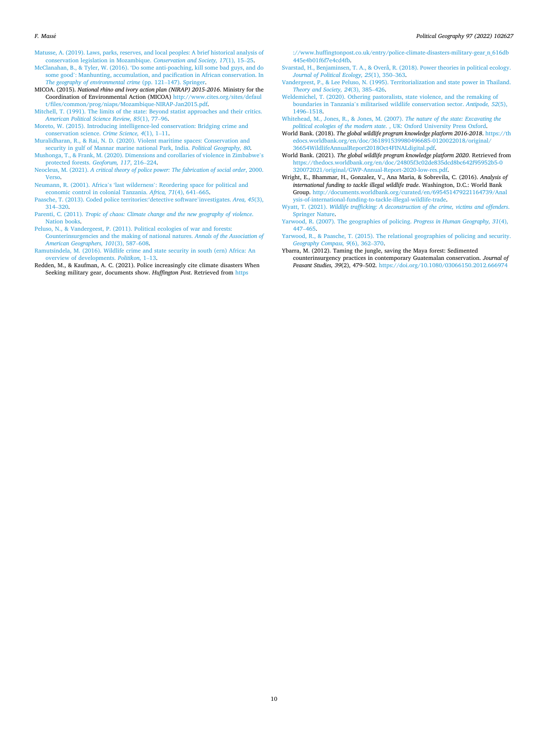Matusse, A. (2019). Laws, parks, reserves, and local peoples: A brief historical analysis of conservation legislation in Mozambique. *Conservation and Society, 17*(1), 15–25.

McClanahan, B., & Tyler, W. (2016). 'Do some anti-poaching, kill some bad guys, and do some good': Manhunting, accumulation, and pacification in African conservation. In *The geography of environmental crime* (pp. 121–147). Springer.

MICOA. (2015). *National rhino and ivory action plan (NIRAP) 2015-2016*. Ministry for the Coordination of Environmental Action (MICOA) http://www.cites.org/sites/default/files/common/prog/niaps/Mozambique-NIRAP-Jan2015.pdf.

Mitchell, T. (1991). The limits of the state: Beyond statist approaches and their critics. *American Political Science Review, 85*(1), 77–96.

Moreto, W. (2015). Introducing intelligence-led conservation: Bridging crime and conservation science. *Crime Science, 4*(1), 1–11.

Muralidharan, R., & Rai, N. D. (2020). Violent maritime spaces: Conservation and security in gulf of Mannar marine national Park, India. *Political Geography, 80*.

Mushonga, T., & Frank, M. (2020). Dimensions and corollaries of violence in Zimbabwe's protected forests. *Geoforum, 117*, 216–224.

Neocleus, M. (2021). *A critical theory of police power: The fabrication of social order*, 2000. Verso.

Neumann, R. (2001). Africa's 'last wilderness': Reordering space for political and economic control in colonial Tanzania. *Africa, 71*(4), 641–665.

Paasche, T. (2013). Coded police territories:'detective software'investigates. *Area, 45*(3), 314–320.

Parenti, C. (2011). *Tropic of chaos: Climate change and the new geography of violence*. Nation books.

Peluso, N., & Vandergeest, P. (2011). Political ecologies of war and forests: Counterinsurgencies and the making of national natures. *Annals of the Association of American Geographers, 101*(3), 587–608.

Ramutsindela, M. (2016). Wildlife crime and state security in south (ern) Africa: An overview of developments. *Politikon*, 1–13.

Redden, M., & Kaufman, A. C. (2021). Police increasingly cite climate disasters When Seeking military gear, documents show. *Huffington Post*. Retrieved from https://www.huffingtonpost.co.uk/entry/police-climate-disasters-military-gear_n_616db445e4b01f6f7e4cd4fb.

Svarstad, H., Benjaminsen, T. A., & Overå, R. (2018). Power theories in political ecology. *Journal of Political Ecology, 25*(1), 350–363.

Vandergeest, P., & Lee Peluso, N. (1995). Territorialization and state power in Thailand. *Theory and Society, 24*(3), 385–426.

Weldemichel, T. (2020). Othering pastoralists, state violence, and the remaking of boundaries in Tanzania's militarised wildlife conservation sector. *Antipode, 52*(5), 1496–1518.

Whitehead, M., Jones, R., & Jones, M. (2007). *The nature of the state: Excavating the political ecologies of the modern state.* , UK: Oxford University Press Oxford.

World Bank. (2018). *The global wildlife program knowledge platform 2016-2018*. https://thedocs.worldbank.org/en/doc/361891539980496685-0120022018/original/36654WildlifeAnnualReport2018Oct4FINALdigital.pdf.

World Bank. (2021). *The global wildlife program knowledge platform 2020*. Retrieved from https://thedocs.worldbank.org/en/doc/24805f3c02de835dcd8bc642f95952b5-0320072021/original/GWP-Annual-Report-2020-low-res.pdf.

Wright, E., Bhammar, H., Gonzalez, V., Ana Maria, & Sobrevila, C. (2016). *Analysis of international funding to tackle illegal wildlife trade*. Washington, D.C.: World Bank Group. http://documents.worldbank.org/curated/en/695451479221164739/Analysis-of-international-funding-to-tackle-illegal-wildlife-trade.

Wyatt, T. (2021). *Wildlife trafficking: A deconstruction of the crime, victims and offenders*. Springer Nature.

Yarwood, R. (2007). The geographies of policing. *Progress in Human Geography, 31*(4), 447–465.

Yarwood, R., & Paasche, T. (2015). The relational geographies of policing and security. *Geography Compass, 9*(6), 362–370.

Ybarra, M. (2012). Taming the jungle, saving the Maya forest: Sedimented counterinsurgency practices in contemporary Guatemalan conservation. *Journal of Peasant Studies, 39*(2), 479–502. https://doi.org/10.1080/03066150.2012.666974